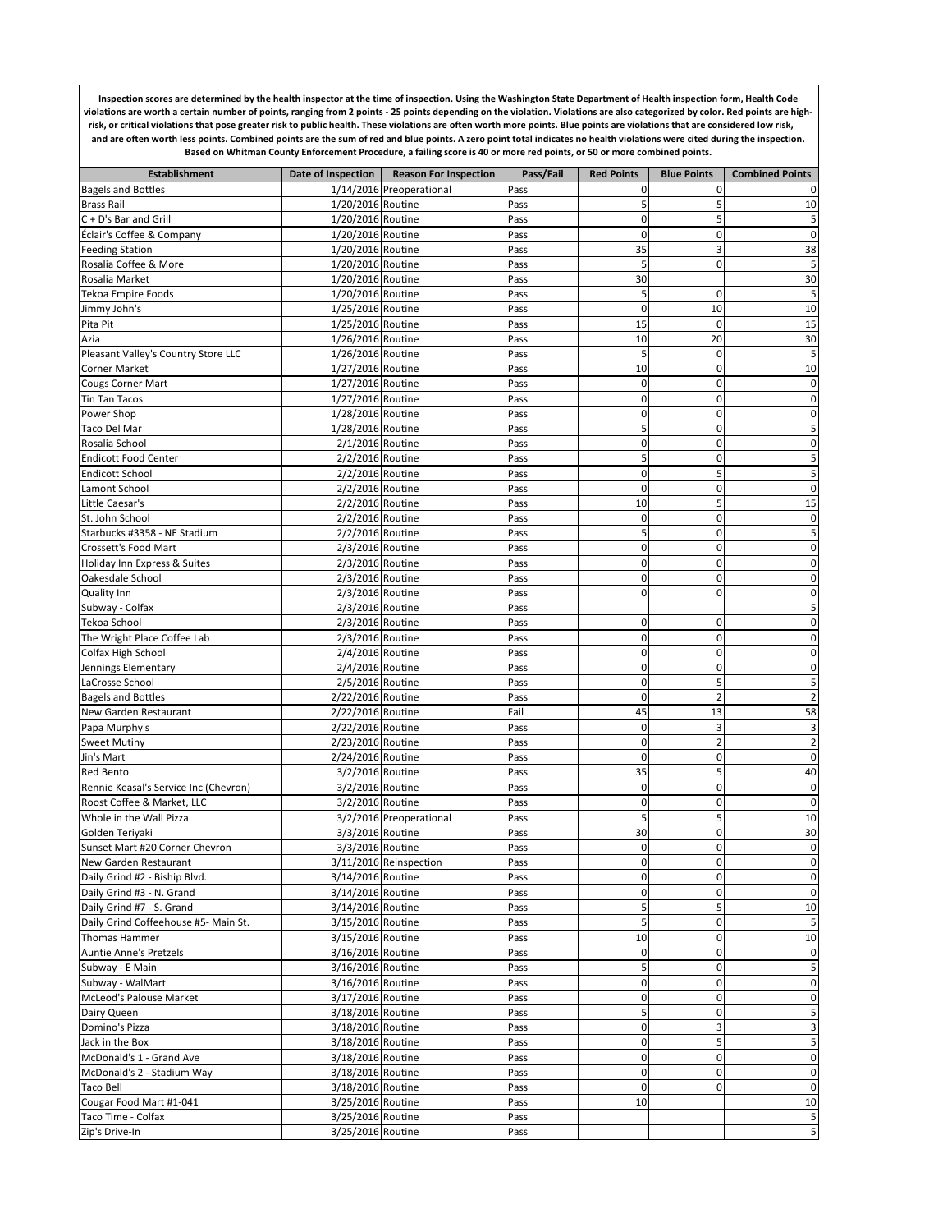**Inspection scores are determined by the health inspector at the time of inspection. Using the Washington State Department of Health inspection form, Health Code violations are worth a certain number of points, ranging from 2 points - 25 points depending on the violation. Violations are also categorized by color. Red points are high-risk, or critical violations that pose greater risk to public health. These violations are often worth more points. Blue points are violations that are considered low risk, and are often worth less points. Combined points are the sum of red and blue points. A zero point total indicates no health violations were cited during the inspection. Based on Whitman County Enforcement Procedure, a failing score is 40 or more red points, or 50 or more combined points.**

| Establishment | Date of Inspection | Reason For Inspection | Pass/Fail | Red Points | Blue Points | Combined Points |
|---|---|---|---|---|---|---|
| Bagels and Bottles | 1/14/2016 | Preoperational | Pass | 0 | 0 | 0 |
| Brass Rail | 1/20/2016 | Routine | Pass | 5 | 5 | 10 |
| C + D's Bar and Grill | 1/20/2016 | Routine | Pass | 0 | 5 | 5 |
| Éclair's Coffee & Company | 1/20/2016 | Routine | Pass | 0 | 0 | 0 |
| Feeding Station | 1/20/2016 | Routine | Pass | 35 | 3 | 38 |
| Rosalia Coffee & More | 1/20/2016 | Routine | Pass | 5 | 0 | 5 |
| Rosalia Market | 1/20/2016 | Routine | Pass | 30 | | 30 |
| Tekoa Empire Foods | 1/20/2016 | Routine | Pass | 5 | 0 | 5 |
| Jimmy John's | 1/25/2016 | Routine | Pass | 0 | 10 | 10 |
| Pita Pit | 1/25/2016 | Routine | Pass | 15 | 0 | 15 |
| Azia | 1/26/2016 | Routine | Pass | 10 | 20 | 30 |
| Pleasant Valley's Country Store LLC | 1/26/2016 | Routine | Pass | 5 | 0 | 5 |
| Corner Market | 1/27/2016 | Routine | Pass | 10 | 0 | 10 |
| Cougs Corner Mart | 1/27/2016 | Routine | Pass | 0 | 0 | 0 |
| Tin Tan Tacos | 1/27/2016 | Routine | Pass | 0 | 0 | 0 |
| Power Shop | 1/28/2016 | Routine | Pass | 0 | 0 | 0 |
| Taco Del Mar | 1/28/2016 | Routine | Pass | 5 | 0 | 5 |
| Rosalia School | 2/1/2016 | Routine | Pass | 0 | 0 | 0 |
| Endicott Food Center | 2/2/2016 | Routine | Pass | 5 | 0 | 5 |
| Endicott School | 2/2/2016 | Routine | Pass | 0 | 5 | 5 |
| Lamont School | 2/2/2016 | Routine | Pass | 0 | 0 | 0 |
| Little Caesar's | 2/2/2016 | Routine | Pass | 10 | 5 | 15 |
| St. John School | 2/2/2016 | Routine | Pass | 0 | 0 | 0 |
| Starbucks #3358 - NE Stadium | 2/2/2016 | Routine | Pass | 5 | 0 | 5 |
| Crossett's Food Mart | 2/3/2016 | Routine | Pass | 0 | 0 | 0 |
| Holiday Inn Express & Suites | 2/3/2016 | Routine | Pass | 0 | 0 | 0 |
| Oakesdale School | 2/3/2016 | Routine | Pass | 0 | 0 | 0 |
| Quality Inn | 2/3/2016 | Routine | Pass | 0 | 0 | 0 |
| Subway - Colfax | 2/3/2016 | Routine | Pass | | | 5 |
| Tekoa School | 2/3/2016 | Routine | Pass | 0 | 0 | 0 |
| The Wright Place Coffee Lab | 2/3/2016 | Routine | Pass | 0 | 0 | 0 |
| Colfax High School | 2/4/2016 | Routine | Pass | 0 | 0 | 0 |
| Jennings Elementary | 2/4/2016 | Routine | Pass | 0 | 0 | 0 |
| LaCrosse School | 2/5/2016 | Routine | Pass | 0 | 5 | 5 |
| Bagels and Bottles | 2/22/2016 | Routine | Pass | 0 | 2 | 2 |
| New Garden Restaurant | 2/22/2016 | Routine | Fail | 45 | 13 | 58 |
| Papa Murphy's | 2/22/2016 | Routine | Pass | 0 | 3 | 3 |
| Sweet Mutiny | 2/23/2016 | Routine | Pass | 0 | 2 | 2 |
| Jin's Mart | 2/24/2016 | Routine | Pass | 0 | 0 | 0 |
| Red Bento | 3/2/2016 | Routine | Pass | 35 | 5 | 40 |
| Rennie Keasal's Service Inc (Chevron) | 3/2/2016 | Routine | Pass | 0 | 0 | 0 |
| Roost Coffee & Market, LLC | 3/2/2016 | Routine | Pass | 0 | 0 | 0 |
| Whole in the Wall Pizza | 3/2/2016 | Preoperational | Pass | 5 | 5 | 10 |
| Golden Teriyaki | 3/3/2016 | Routine | Pass | 30 | 0 | 30 |
| Sunset Mart #20 Corner Chevron | 3/3/2016 | Routine | Pass | 0 | 0 | 0 |
| New Garden Restaurant | 3/11/2016 | Reinspection | Pass | 0 | 0 | 0 |
| Daily Grind #2 - Biship Blvd. | 3/14/2016 | Routine | Pass | 0 | 0 | 0 |
| Daily Grind #3 - N. Grand | 3/14/2016 | Routine | Pass | 0 | 0 | 0 |
| Daily Grind #7 - S. Grand | 3/14/2016 | Routine | Pass | 5 | 5 | 10 |
| Daily Grind Coffeehouse #5- Main St. | 3/15/2016 | Routine | Pass | 5 | 0 | 5 |
| Thomas Hammer | 3/15/2016 | Routine | Pass | 10 | 0 | 10 |
| Auntie Anne's Pretzels | 3/16/2016 | Routine | Pass | 0 | 0 | 0 |
| Subway - E Main | 3/16/2016 | Routine | Pass | 5 | 0 | 5 |
| Subway - WalMart | 3/16/2016 | Routine | Pass | 0 | 0 | 0 |
| McLeod's Palouse Market | 3/17/2016 | Routine | Pass | 0 | 0 | 0 |
| Dairy Queen | 3/18/2016 | Routine | Pass | 5 | 0 | 5 |
| Domino's Pizza | 3/18/2016 | Routine | Pass | 0 | 3 | 3 |
| Jack in the Box | 3/18/2016 | Routine | Pass | 0 | 5 | 5 |
| McDonald's 1 - Grand Ave | 3/18/2016 | Routine | Pass | 0 | 0 | 0 |
| McDonald's 2 - Stadium Way | 3/18/2016 | Routine | Pass | 0 | 0 | 0 |
| Taco Bell | 3/18/2016 | Routine | Pass | 0 | 0 | 0 |
| Cougar Food Mart #1-041 | 3/25/2016 | Routine | Pass | 10 | | 10 |
| Taco Time - Colfax | 3/25/2016 | Routine | Pass | | | 5 |
| Zip's Drive-In | 3/25/2016 | Routine | Pass | | | 5 |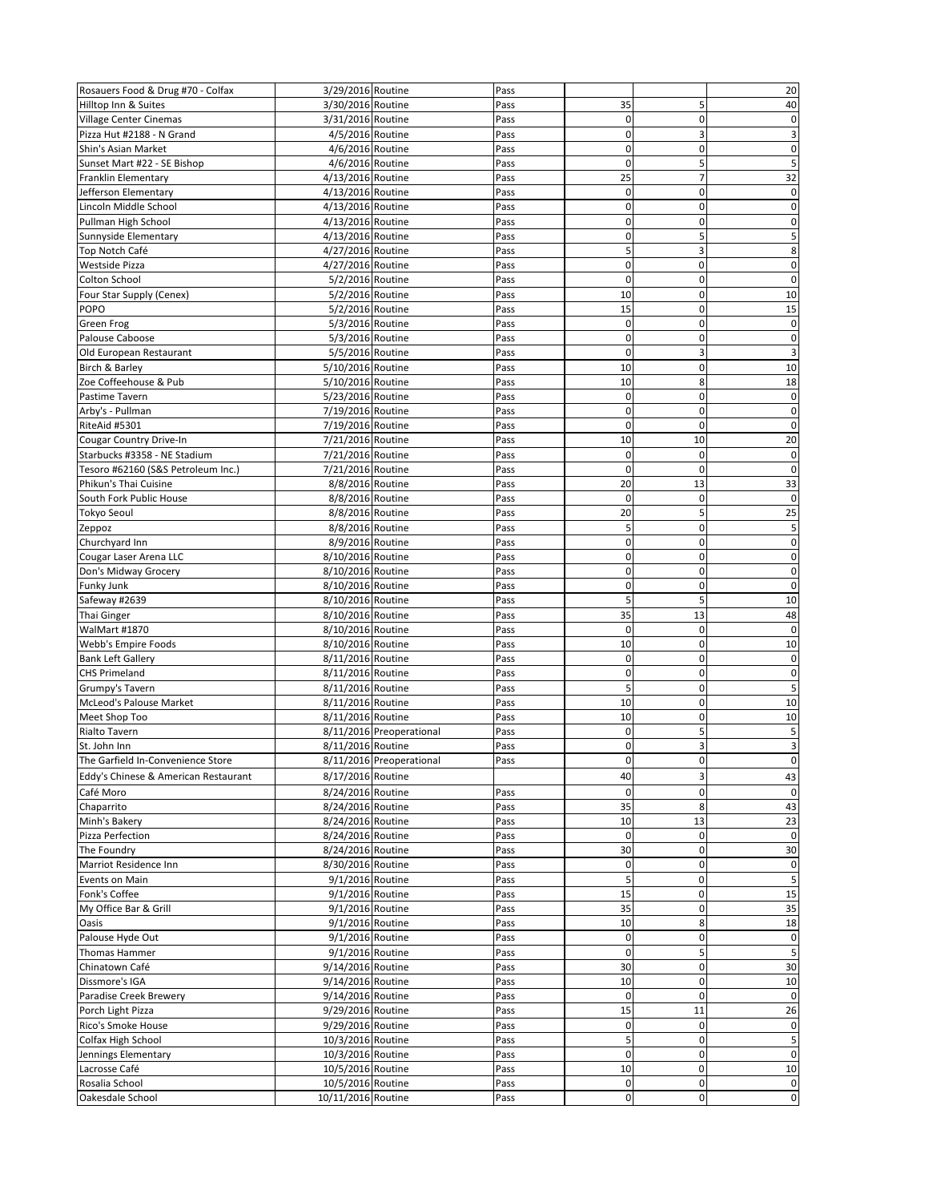| | | | | | | |
|---|---|---|---|---|---|---|
| Rosauers Food & Drug #70 - Colfax | 3/29/2016 | Routine | Pass | | | 20 |
| Hilltop Inn & Suites | 3/30/2016 | Routine | Pass | 35 | 5 | 40 |
| Village Center Cinemas | 3/31/2016 | Routine | Pass | 0 | 0 | 0 |
| Pizza Hut #2188 - N Grand | 4/5/2016 | Routine | Pass | 0 | 3 | 3 |
| Shin's Asian Market | 4/6/2016 | Routine | Pass | 0 | 0 | 0 |
| Sunset Mart #22 - SE Bishop | 4/6/2016 | Routine | Pass | 0 | 5 | 5 |
| Franklin Elementary | 4/13/2016 | Routine | Pass | 25 | 7 | 32 |
| Jefferson Elementary | 4/13/2016 | Routine | Pass | 0 | 0 | 0 |
| Lincoln Middle School | 4/13/2016 | Routine | Pass | 0 | 0 | 0 |
| Pullman High School | 4/13/2016 | Routine | Pass | 0 | 0 | 0 |
| Sunnyside Elementary | 4/13/2016 | Routine | Pass | 0 | 5 | 5 |
| Top Notch Café | 4/27/2016 | Routine | Pass | 5 | 3 | 8 |
| Westside Pizza | 4/27/2016 | Routine | Pass | 0 | 0 | 0 |
| Colton School | 5/2/2016 | Routine | Pass | 0 | 0 | 0 |
| Four Star Supply (Cenex) | 5/2/2016 | Routine | Pass | 10 | 0 | 10 |
| POPO | 5/2/2016 | Routine | Pass | 15 | 0 | 15 |
| Green Frog | 5/3/2016 | Routine | Pass | 0 | 0 | 0 |
| Palouse Caboose | 5/3/2016 | Routine | Pass | 0 | 0 | 0 |
| Old European Restaurant | 5/5/2016 | Routine | Pass | 0 | 3 | 3 |
| Birch & Barley | 5/10/2016 | Routine | Pass | 10 | 0 | 10 |
| Zoe Coffeehouse & Pub | 5/10/2016 | Routine | Pass | 10 | 8 | 18 |
| Pastime Tavern | 5/23/2016 | Routine | Pass | 0 | 0 | 0 |
| Arby's - Pullman | 7/19/2016 | Routine | Pass | 0 | 0 | 0 |
| RiteAid #5301 | 7/19/2016 | Routine | Pass | 0 | 0 | 0 |
| Cougar Country Drive-In | 7/21/2016 | Routine | Pass | 10 | 10 | 20 |
| Starbucks #3358 - NE Stadium | 7/21/2016 | Routine | Pass | 0 | 0 | 0 |
| Tesoro #62160 (S&S Petroleum Inc.) | 7/21/2016 | Routine | Pass | 0 | 0 | 0 |
| Phikun's Thai Cuisine | 8/8/2016 | Routine | Pass | 20 | 13 | 33 |
| South Fork Public House | 8/8/2016 | Routine | Pass | 0 | 0 | 0 |
| Tokyo Seoul | 8/8/2016 | Routine | Pass | 20 | 5 | 25 |
| Zeppoz | 8/8/2016 | Routine | Pass | 5 | 0 | 5 |
| Churchyard Inn | 8/9/2016 | Routine | Pass | 0 | 0 | 0 |
| Cougar Laser Arena LLC | 8/10/2016 | Routine | Pass | 0 | 0 | 0 |
| Don's Midway Grocery | 8/10/2016 | Routine | Pass | 0 | 0 | 0 |
| Funky Junk | 8/10/2016 | Routine | Pass | 0 | 0 | 0 |
| Safeway #2639 | 8/10/2016 | Routine | Pass | 5 | 5 | 10 |
| Thai Ginger | 8/10/2016 | Routine | Pass | 35 | 13 | 48 |
| WalMart #1870 | 8/10/2016 | Routine | Pass | 0 | 0 | 0 |
| Webb's Empire Foods | 8/10/2016 | Routine | Pass | 10 | 0 | 10 |
| Bank Left Gallery | 8/11/2016 | Routine | Pass | 0 | 0 | 0 |
| CHS Primeland | 8/11/2016 | Routine | Pass | 0 | 0 | 0 |
| Grumpy's Tavern | 8/11/2016 | Routine | Pass | 5 | 0 | 5 |
| McLeod's Palouse Market | 8/11/2016 | Routine | Pass | 10 | 0 | 10 |
| Meet Shop Too | 8/11/2016 | Routine | Pass | 10 | 0 | 10 |
| Rialto Tavern | 8/11/2016 | Preoperational | Pass | 0 | 5 | 5 |
| St. John Inn | 8/11/2016 | Routine | Pass | 0 | 3 | 3 |
| The Garfield In-Convenience Store | 8/11/2016 | Preoperational | Pass | 0 | 0 | 0 |
| Eddy's Chinese & American Restaurant | 8/17/2016 | Routine | | 40 | 3 | 43 |
| Café Moro | 8/24/2016 | Routine | Pass | 0 | 0 | 0 |
| Chaparrito | 8/24/2016 | Routine | Pass | 35 | 8 | 43 |
| Minh's Bakery | 8/24/2016 | Routine | Pass | 10 | 13 | 23 |
| Pizza Perfection | 8/24/2016 | Routine | Pass | 0 | 0 | 0 |
| The Foundry | 8/24/2016 | Routine | Pass | 30 | 0 | 30 |
| Marriot Residence Inn | 8/30/2016 | Routine | Pass | 0 | 0 | 0 |
| Events on Main | 9/1/2016 | Routine | Pass | 5 | 0 | 5 |
| Fonk's Coffee | 9/1/2016 | Routine | Pass | 15 | 0 | 15 |
| My Office Bar & Grill | 9/1/2016 | Routine | Pass | 35 | 0 | 35 |
| Oasis | 9/1/2016 | Routine | Pass | 10 | 8 | 18 |
| Palouse Hyde Out | 9/1/2016 | Routine | Pass | 0 | 0 | 0 |
| Thomas Hammer | 9/1/2016 | Routine | Pass | 0 | 5 | 5 |
| Chinatown Café | 9/14/2016 | Routine | Pass | 30 | 0 | 30 |
| Dissmore's IGA | 9/14/2016 | Routine | Pass | 10 | 0 | 10 |
| Paradise Creek Brewery | 9/14/2016 | Routine | Pass | 0 | 0 | 0 |
| Porch Light Pizza | 9/29/2016 | Routine | Pass | 15 | 11 | 26 |
| Rico's Smoke House | 9/29/2016 | Routine | Pass | 0 | 0 | 0 |
| Colfax High School | 10/3/2016 | Routine | Pass | 5 | 0 | 5 |
| Jennings Elementary | 10/3/2016 | Routine | Pass | 0 | 0 | 0 |
| Lacrosse Café | 10/5/2016 | Routine | Pass | 10 | 0 | 10 |
| Rosalia School | 10/5/2016 | Routine | Pass | 0 | 0 | 0 |
| Oakesdale School | 10/11/2016 | Routine | Pass | 0 | 0 | 0 |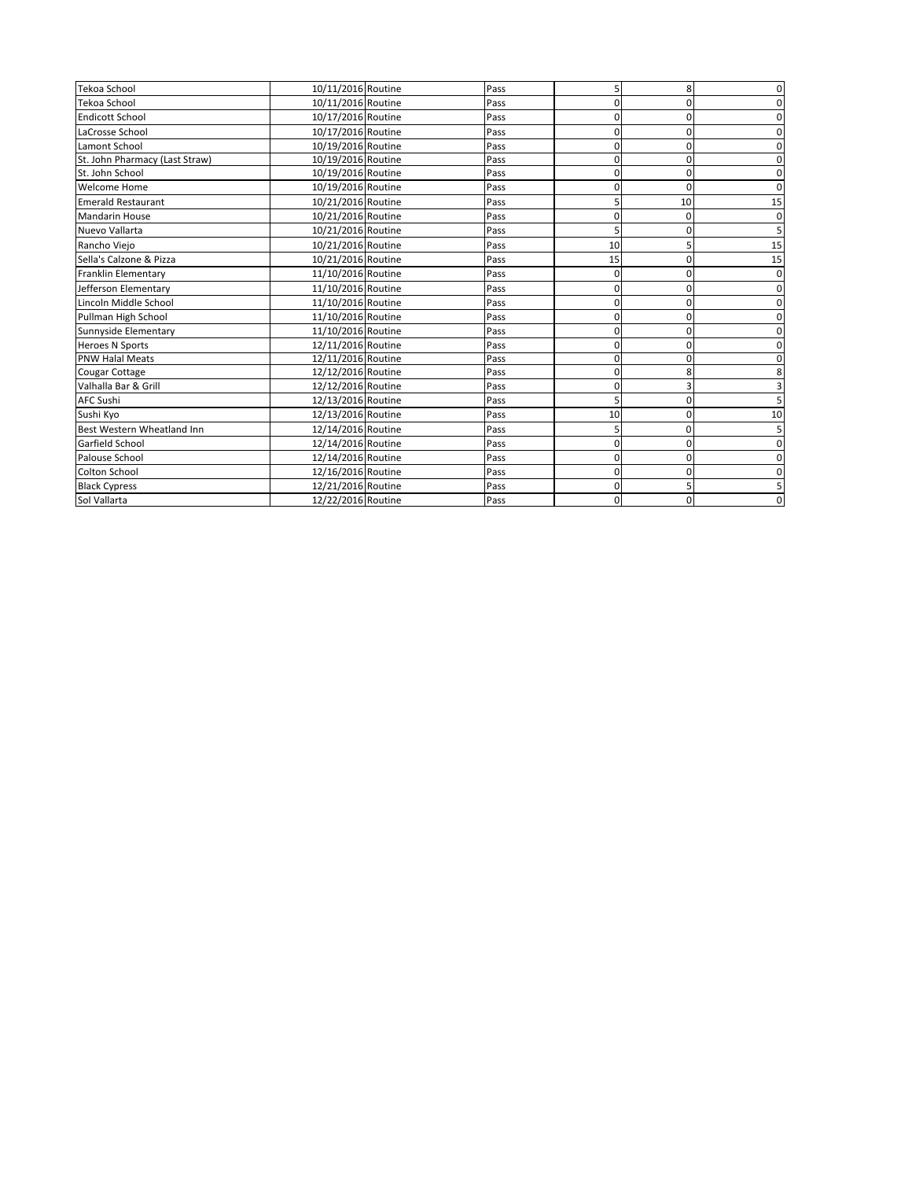| | | | | | | |
|---|---|---|---|---|---|---|
| Tekoa School | 10/11/2016 | Routine | Pass | 5 | 8 | 0 |
| Tekoa School | 10/11/2016 | Routine | Pass | 0 | 0 | 0 |
| Endicott School | 10/17/2016 | Routine | Pass | 0 | 0 | 0 |
| LaCrosse School | 10/17/2016 | Routine | Pass | 0 | 0 | 0 |
| Lamont School | 10/19/2016 | Routine | Pass | 0 | 0 | 0 |
| St. John Pharmacy (Last Straw) | 10/19/2016 | Routine | Pass | 0 | 0 | 0 |
| St. John School | 10/19/2016 | Routine | Pass | 0 | 0 | 0 |
| Welcome Home | 10/19/2016 | Routine | Pass | 0 | 0 | 0 |
| Emerald Restaurant | 10/21/2016 | Routine | Pass | 5 | 10 | 15 |
| Mandarin House | 10/21/2016 | Routine | Pass | 0 | 0 | 0 |
| Nuevo Vallarta | 10/21/2016 | Routine | Pass | 5 | 0 | 5 |
| Rancho Viejo | 10/21/2016 | Routine | Pass | 10 | 5 | 15 |
| Sella's Calzone & Pizza | 10/21/2016 | Routine | Pass | 15 | 0 | 15 |
| Franklin Elementary | 11/10/2016 | Routine | Pass | 0 | 0 | 0 |
| Jefferson Elementary | 11/10/2016 | Routine | Pass | 0 | 0 | 0 |
| Lincoln Middle School | 11/10/2016 | Routine | Pass | 0 | 0 | 0 |
| Pullman High School | 11/10/2016 | Routine | Pass | 0 | 0 | 0 |
| Sunnyside Elementary | 11/10/2016 | Routine | Pass | 0 | 0 | 0 |
| Heroes N Sports | 12/11/2016 | Routine | Pass | 0 | 0 | 0 |
| PNW Halal Meats | 12/11/2016 | Routine | Pass | 0 | 0 | 0 |
| Cougar Cottage | 12/12/2016 | Routine | Pass | 0 | 8 | 8 |
| Valhalla Bar & Grill | 12/12/2016 | Routine | Pass | 0 | 3 | 3 |
| AFC Sushi | 12/13/2016 | Routine | Pass | 5 | 0 | 5 |
| Sushi Kyo | 12/13/2016 | Routine | Pass | 10 | 0 | 10 |
| Best Western Wheatland Inn | 12/14/2016 | Routine | Pass | 5 | 0 | 5 |
| Garfield School | 12/14/2016 | Routine | Pass | 0 | 0 | 0 |
| Palouse School | 12/14/2016 | Routine | Pass | 0 | 0 | 0 |
| Colton School | 12/16/2016 | Routine | Pass | 0 | 0 | 0 |
| Black Cypress | 12/21/2016 | Routine | Pass | 0 | 5 | 5 |
| Sol Vallarta | 12/22/2016 | Routine | Pass | 0 | 0 | 0 |